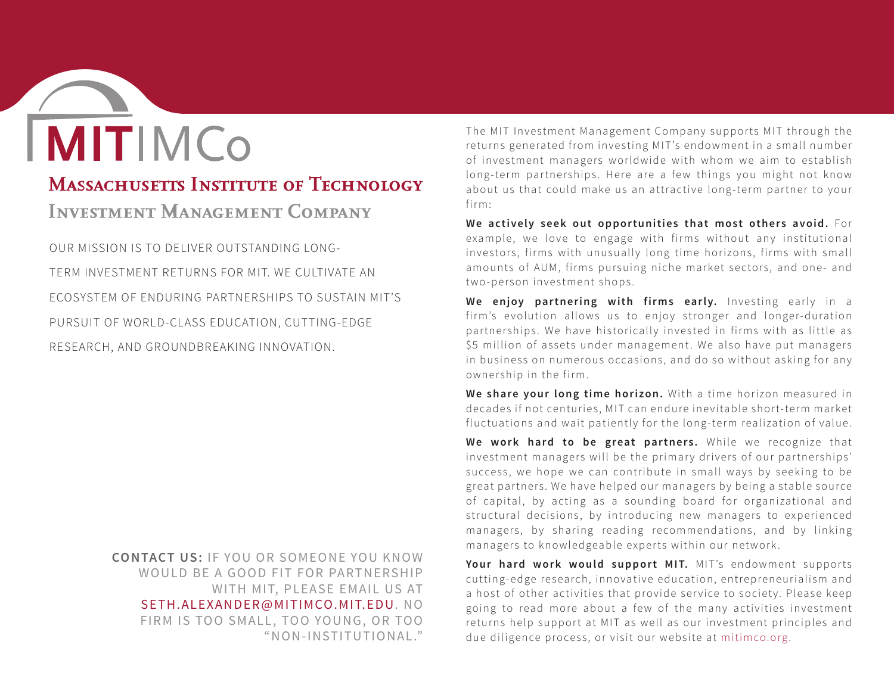# MITIMCo

## Massachusetts Institute of Technology

## Investment Management Company

OUR MISSION IS TO DELIVER OUTSTANDING LONG-TERM INVESTMENT RETURNS FOR MIT. WE CULTIVATE AN ECOSYSTEM OF ENDURING PARTNERSHIPS TO SUSTAIN MIT'S PURSUIT OF WORLD-CLASS EDUCATION, CUTTING-EDGE RESEARCH, AND GROUNDBREAKING INNOVATION.

**CONTACT US:** IF YOU OR SOMEONE YOU KNOW WOULD BE A GOOD FIT FOR PARTNERSHIP WITH MIT, PLEASE EMAIL US AT SETH.ALEXANDER@MITIMCO.MIT.EDU. NO FIRM IS TOO SMALL, TOO YOUNG, OR TOO "NON-INSTITUTIONAL."

The MIT Investment Management Company supports MIT through the returns generated from investing MIT's endowment in a small number of investment managers worldwide with whom we aim to establish long-term partnerships. Here are a few things you might not know about us that could make us an attractive long-term partner to your firm:

**We actively seek out opportunities that most others avoid.** For example, we love to engage with firms without any institutional investors, firms with unusually long time horizons, firms with small amounts of AUM, firms pursuing niche market sectors, and one- and two-person investment shops.

**We enjoy partnering with firms early.** Investing early in a firm's evolution allows us to enjoy stronger and longer-duration partnerships. We have historically invested in firms with as little as $5 million of assets under management. We also have put managers in business on numerous occasions, and do so without asking for any ownership in the firm.

**We share your long time horizon.** With a time horizon measured in decades if not centuries, MIT can endure inevitable short-term market fluctuations and wait patiently for the long-term realization of value.

**We work hard to be great partners.** While we recognize that investment managers will be the primary drivers of our partnerships' success, we hope we can contribute in small ways by seeking to be great partners. We have helped our managers by being a stable source of capital, by acting as a sounding board for organizational and structural decisions, by introducing new managers to experienced managers, by sharing reading recommendations, and by linking managers to knowledgeable experts within our network.

**Your hard work would support MIT.** MIT's endowment supports cutting-edge research, innovative education, entrepreneurialism and a host of other activities that provide service to society. Please keep going to read more about a few of the many activities investment returns help support at MIT as well as our investment principles and due diligence process, or visit our website at mitimco.org.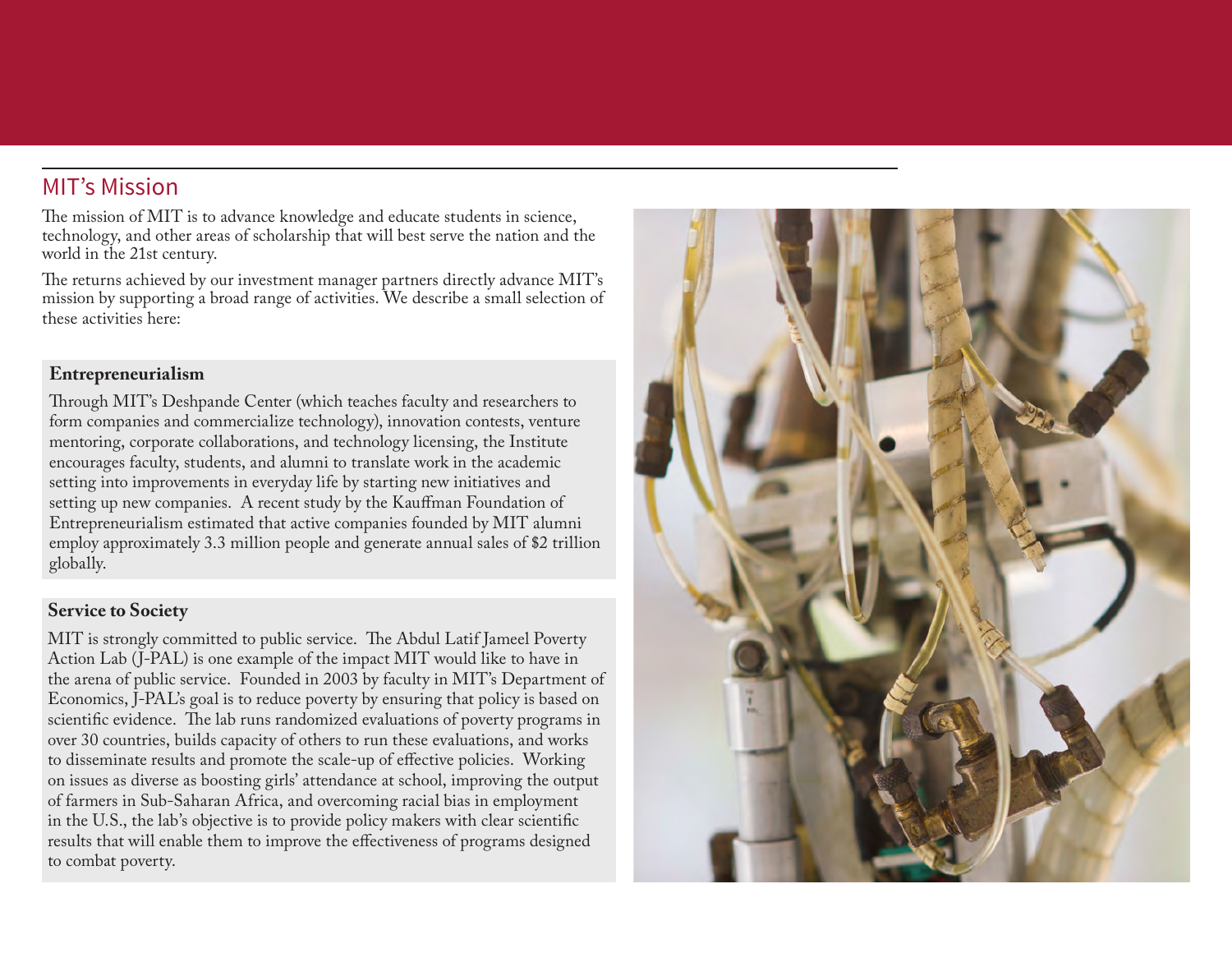## MIT's Mission

The mission of MIT is to advance knowledge and educate students in science, technology, and other areas of scholarship that will best serve the nation and the world in the 21st century.

The returns achieved by our investment manager partners directly advance MIT's mission by supporting a broad range of activities. We describe a small selection of these activities here:

### Entrepreneurialism

Through MIT's Deshpande Center (which teaches faculty and researchers to form companies and commercialize technology), innovation contests, venture mentoring, corporate collaborations, and technology licensing, the Institute encourages faculty, students, and alumni to translate work in the academic setting into improvements in everyday life by starting new initiatives and setting up new companies. A recent study by the Kauffman Foundation of Entrepreneurialism estimated that active companies founded by MIT alumni employ approximately 3.3 million people and generate annual sales of $2 trillion globally.

### Service to Society

MIT is strongly committed to public service. The Abdul Latif Jameel Poverty Action Lab (J-PAL) is one example of the impact MIT would like to have in the arena of public service. Founded in 2003 by faculty in MIT's Department of Economics, J-PAL's goal is to reduce poverty by ensuring that policy is based on scientific evidence. The lab runs randomized evaluations of poverty programs in over 30 countries, builds capacity of others to run these evaluations, and works to disseminate results and promote the scale-up of effective policies. Working on issues as diverse as boosting girls' attendance at school, improving the output of farmers in Sub-Saharan Africa, and overcoming racial bias in employment in the U.S., the lab's objective is to provide policy makers with clear scientific results that will enable them to improve the effectiveness of programs designed to combat poverty.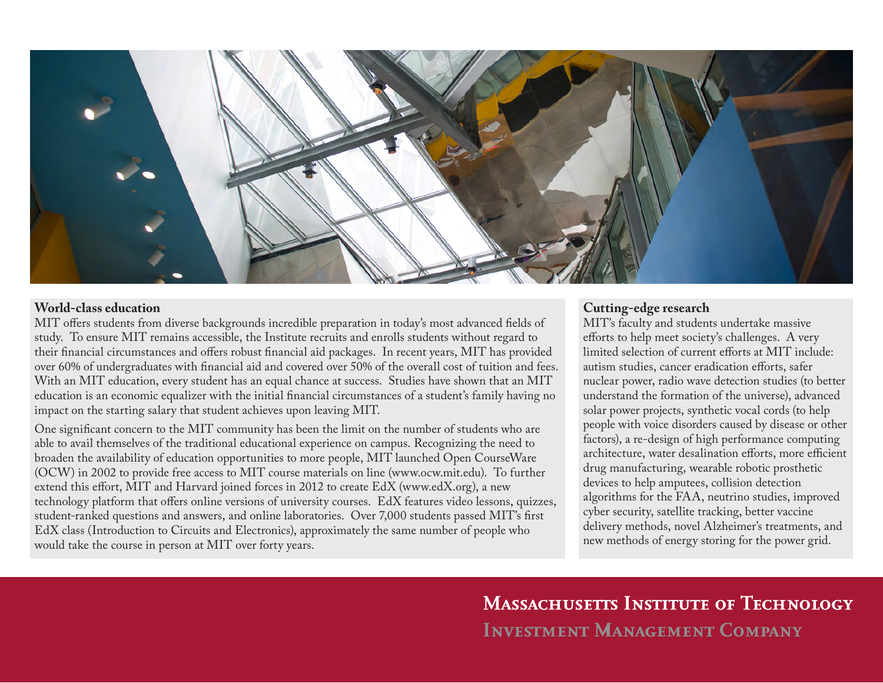## World-class education

MIT offers students from diverse backgrounds incredible preparation in today's most advanced fields of study. To ensure MIT remains accessible, the Institute recruits and enrolls students without regard to their financial circumstances and offers robust financial aid packages. In recent years, MIT has provided over 60% of undergraduates with financial aid and covered over 50% of the overall cost of tuition and fees. With an MIT education, every student has an equal chance at success. Studies have shown that an MIT education is an economic equalizer with the initial financial circumstances of a student's family having no impact on the starting salary that student achieves upon leaving MIT.

One significant concern to the MIT community has been the limit on the number of students who are able to avail themselves of the traditional educational experience on campus. Recognizing the need to broaden the availability of education opportunities to more people, MIT launched Open CourseWare (OCW) in 2002 to provide free access to MIT course materials on line (www.ocw.mit.edu). To further extend this effort, MIT and Harvard joined forces in 2012 to create EdX (www.edX.org), a new technology platform that offers online versions of university courses. EdX features video lessons, quizzes, student-ranked questions and answers, and online laboratories. Over 7,000 students passed MIT's first EdX class (Introduction to Circuits and Electronics), approximately the same number of people who would take the course in person at MIT over forty years.

## Cutting-edge research

MIT's faculty and students undertake massive efforts to help meet society's challenges. A very limited selection of current efforts at MIT include: autism studies, cancer eradication efforts, safer nuclear power, radio wave detection studies (to better understand the formation of the universe), advanced solar power projects, synthetic vocal cords (to help people with voice disorders caused by disease or other factors), a re-design of high performance computing architecture, water desalination efforts, more efficient drug manufacturing, wearable robotic prosthetic devices to help amputees, collision detection algorithms for the FAA, neutrino studies, improved cyber security, satellite tracking, better vaccine delivery methods, novel Alzheimer's treatments, and new methods of energy storing for the power grid.

**Massachusetts Institute of Technology**
**Investment Management Company**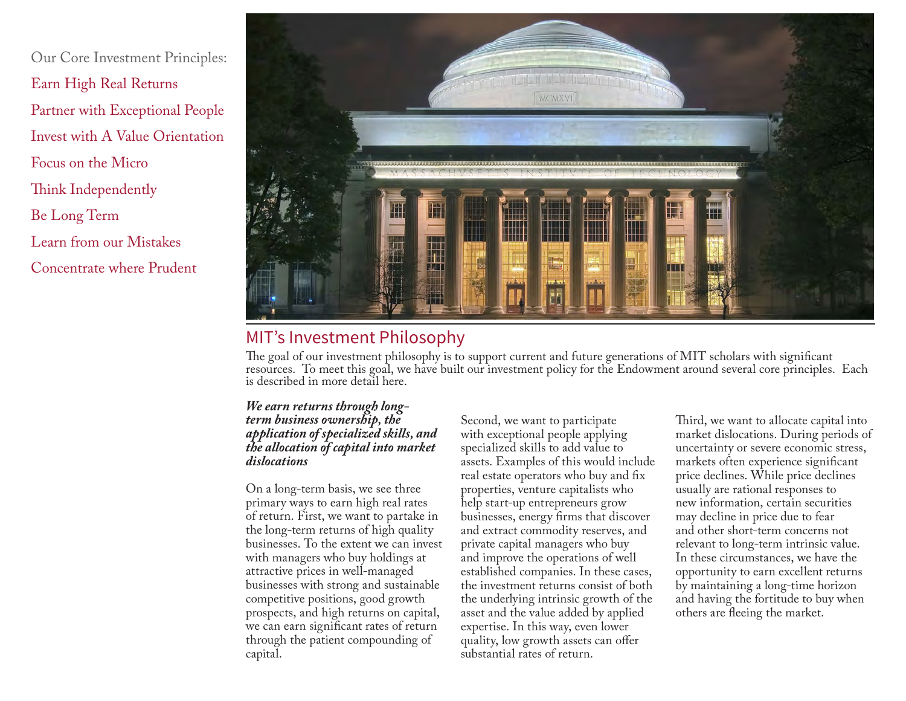Our Core Investment Principles:

- Earn High Real Returns
- Partner with Exceptional People
- Invest with A Value Orientation
- Focus on the Micro
- Think Independently
- Be Long Term
- Learn from our Mistakes
- Concentrate where Prudent

## MIT's Investment Philosophy

The goal of our investment philosophy is to support current and future generations of MIT scholars with significant resources. To meet this goal, we have built our investment policy for the Endowment around several core principles. Each is described in more detail here.

***We earn returns through long-term business ownership, the application of specialized skills, and the allocation of capital into market dislocations***

On a long-term basis, we see three primary ways to earn high real rates of return. First, we want to partake in the long-term returns of high quality businesses. To the extent we can invest with managers who buy holdings at attractive prices in well-managed businesses with strong and sustainable competitive positions, good growth prospects, and high returns on capital, we can earn significant rates of return through the patient compounding of capital.

Second, we want to participate with exceptional people applying specialized skills to add value to assets. Examples of this would include real estate operators who buy and fix properties, venture capitalists who help start-up entrepreneurs grow businesses, energy firms that discover and extract commodity reserves, and private capital managers who buy and improve the operations of well established companies. In these cases, the investment returns consist of both the underlying intrinsic growth of the asset and the value added by applied expertise. In this way, even lower quality, low growth assets can offer substantial rates of return.

Third, we want to allocate capital into market dislocations. During periods of uncertainty or severe economic stress, markets often experience significant price declines. While price declines usually are rational responses to new information, certain securities may decline in price due to fear and other short-term concerns not relevant to long-term intrinsic value. In these circumstances, we have the opportunity to earn excellent returns by maintaining a long-time horizon and having the fortitude to buy when others are fleeing the market.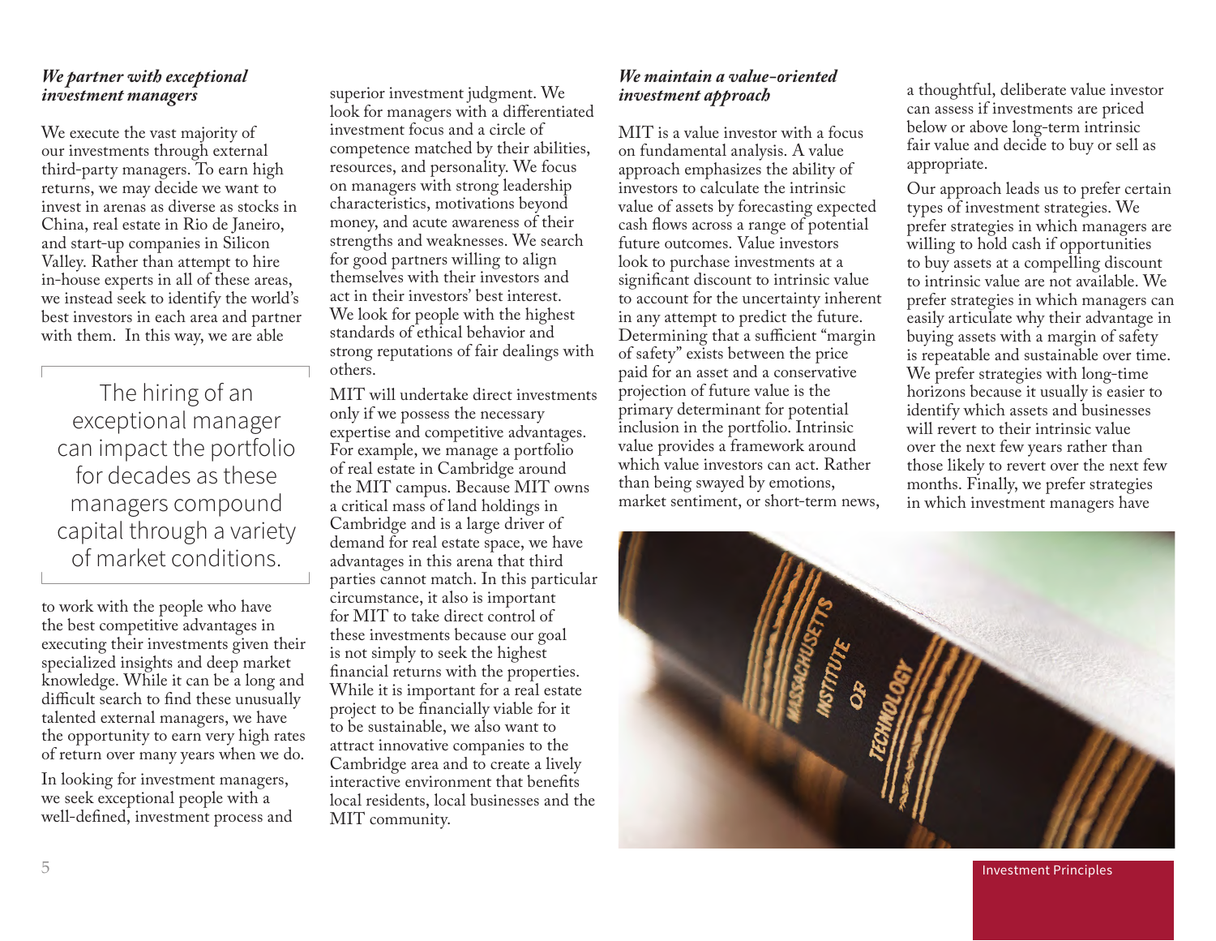### *We partner with exceptional investment managers*

We execute the vast majority of our investments through external third-party managers. To earn high returns, we may decide we want to invest in arenas as diverse as stocks in China, real estate in Rio de Janeiro, and start-up companies in Silicon Valley. Rather than attempt to hire in-house experts in all of these areas, we instead seek to identify the world's best investors in each area and partner with them. In this way, we are able to work with the people who have the best competitive advantages in executing their investments given their specialized insights and deep market knowledge. While it can be a long and difficult search to find these unusually talented external managers, we have the opportunity to earn very high rates of return over many years when we do.

> The hiring of an exceptional manager can impact the portfolio for decades as these managers compound capital through a variety of market conditions.

In looking for investment managers, we seek exceptional people with a well-defined, investment process and superior investment judgment. We look for managers with a differentiated investment focus and a circle of competence matched by their abilities, resources, and personality. We focus on managers with strong leadership characteristics, motivations beyond money, and acute awareness of their strengths and weaknesses. We search for good partners willing to align themselves with their investors and act in their investors' best interest. We look for people with the highest standards of ethical behavior and strong reputations of fair dealings with others.

MIT will undertake direct investments only if we possess the necessary expertise and competitive advantages. For example, we manage a portfolio of real estate in Cambridge around the MIT campus. Because MIT owns a critical mass of land holdings in Cambridge and is a large driver of demand for real estate space, we have advantages in this arena that third parties cannot match. In this particular circumstance, it also is important for MIT to take direct control of these investments because our goal is not simply to seek the highest financial returns with the properties. While it is important for a real estate project to be financially viable for it to be sustainable, we also want to attract innovative companies to the Cambridge area and to create a lively interactive environment that benefits local residents, local businesses and the MIT community.

### *We maintain a value-oriented investment approach*

MIT is a value investor with a focus on fundamental analysis. A value approach emphasizes the ability of investors to calculate the intrinsic value of assets by forecasting expected cash flows across a range of potential future outcomes. Value investors look to purchase investments at a significant discount to intrinsic value to account for the uncertainty inherent in any attempt to predict the future. Determining that a sufficient "margin of safety" exists between the price paid for an asset and a conservative projection of future value is the primary determinant for potential inclusion in the portfolio. Intrinsic value provides a framework around which value investors can act. Rather than being swayed by emotions, market sentiment, or short-term news, a thoughtful, deliberate value investor can assess if investments are priced below or above long-term intrinsic fair value and decide to buy or sell as appropriate.

Our approach leads us to prefer certain types of investment strategies. We prefer strategies in which managers are willing to hold cash if opportunities to buy assets at a compelling discount to intrinsic value are not available. We prefer strategies in which managers can easily articulate why their advantage in buying assets with a margin of safety is repeatable and sustainable over time. We prefer strategies with long-time horizons because it usually is easier to identify which assets and businesses will revert to their intrinsic value over the next few years rather than those likely to revert over the next few months. Finally, we prefer strategies in which investment managers have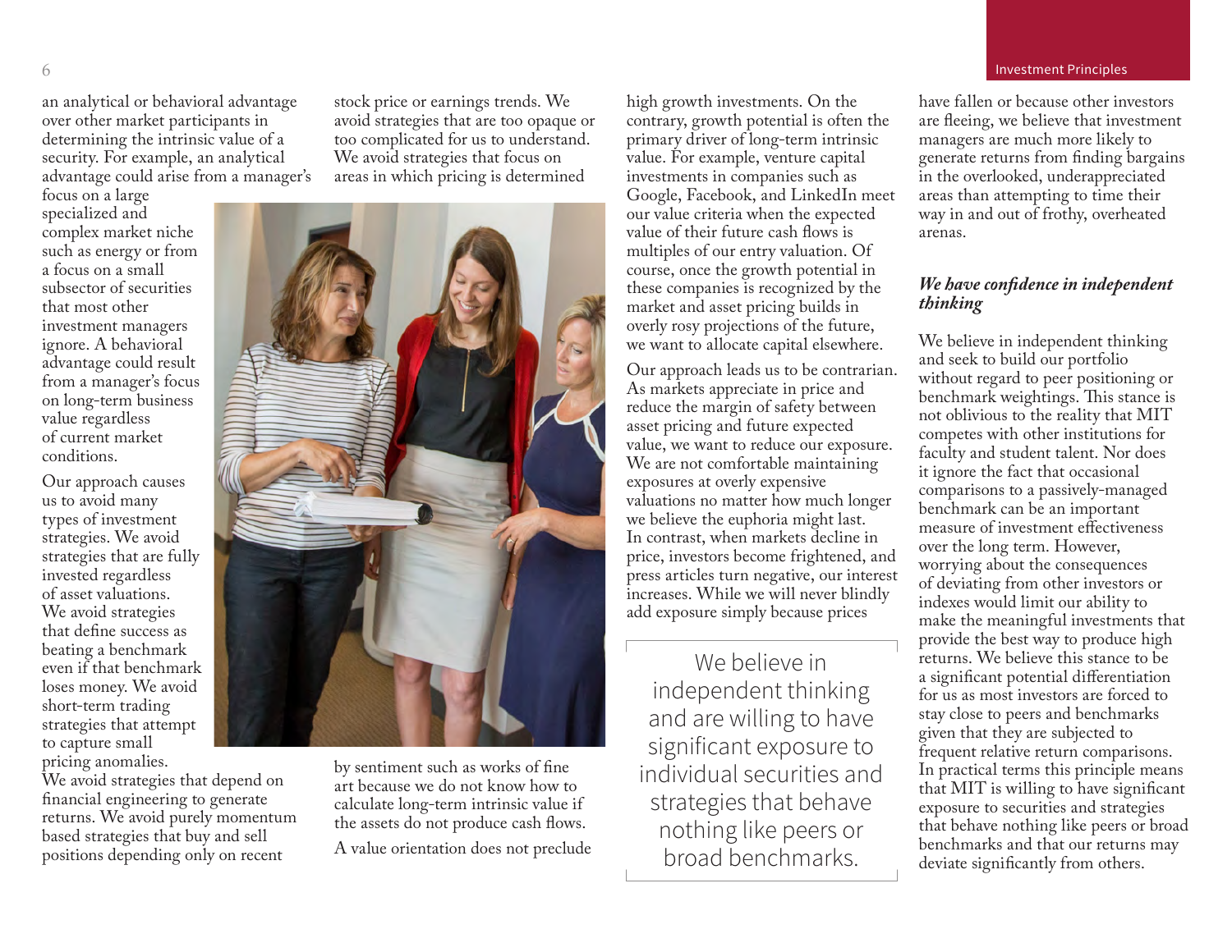an analytical or behavioral advantage over other market participants in determining the intrinsic value of a security. For example, an analytical advantage could arise from a manager's focus on a large specialized and complex market niche such as energy or from a focus on a small subsector of securities that most other investment managers ignore. A behavioral advantage could result from a manager's focus on long-term business value regardless of current market conditions.

Our approach causes us to avoid many types of investment strategies. We avoid strategies that are fully invested regardless of asset valuations. We avoid strategies that define success as beating a benchmark even if that benchmark loses money. We avoid short-term trading strategies that attempt to capture small pricing anomalies. We avoid strategies that depend on financial engineering to generate returns. We avoid purely momentum based strategies that buy and sell positions depending only on recent stock price or earnings trends. We avoid strategies that are too opaque or too complicated for us to understand. We avoid strategies that focus on areas in which pricing is determined by sentiment such as works of fine art because we do not know how to calculate long-term intrinsic value if the assets do not produce cash flows.

A value orientation does not preclude high growth investments. On the contrary, growth potential is often the primary driver of long-term intrinsic value. For example, venture capital investments in companies such as Google, Facebook, and LinkedIn meet our value criteria when the expected value of their future cash flows is multiples of our entry valuation. Of course, once the growth potential in these companies is recognized by the market and asset pricing builds in overly rosy projections of the future, we want to allocate capital elsewhere.

Our approach leads us to be contrarian. As markets appreciate in price and reduce the margin of safety between asset pricing and future expected value, we want to reduce our exposure. We are not comfortable maintaining exposures at overly expensive valuations no matter how much longer we believe the euphoria might last. In contrast, when markets decline in price, investors become frightened, and press articles turn negative, our interest increases. While we will never blindly add exposure simply because prices have fallen or because other investors are fleeing, we believe that investment managers are much more likely to generate returns from finding bargains in the overlooked, underappreciated areas than attempting to time their way in and out of frothy, overheated arenas.

> We believe in independent thinking and are willing to have significant exposure to individual securities and strategies that behave nothing like peers or broad benchmarks.

### *We have confidence in independent thinking*

We believe in independent thinking and seek to build our portfolio without regard to peer positioning or benchmark weightings. This stance is not oblivious to the reality that MIT competes with other institutions for faculty and student talent. Nor does it ignore the fact that occasional comparisons to a passively-managed benchmark can be an important measure of investment effectiveness over the long term. However, worrying about the consequences of deviating from other investors or indexes would limit our ability to make the meaningful investments that provide the best way to produce high returns. We believe this stance to be a significant potential differentiation for us as most investors are forced to stay close to peers and benchmarks given that they are subjected to frequent relative return comparisons. In practical terms this principle means that MIT is willing to have significant exposure to securities and strategies that behave nothing like peers or broad benchmarks and that our returns may deviate significantly from others.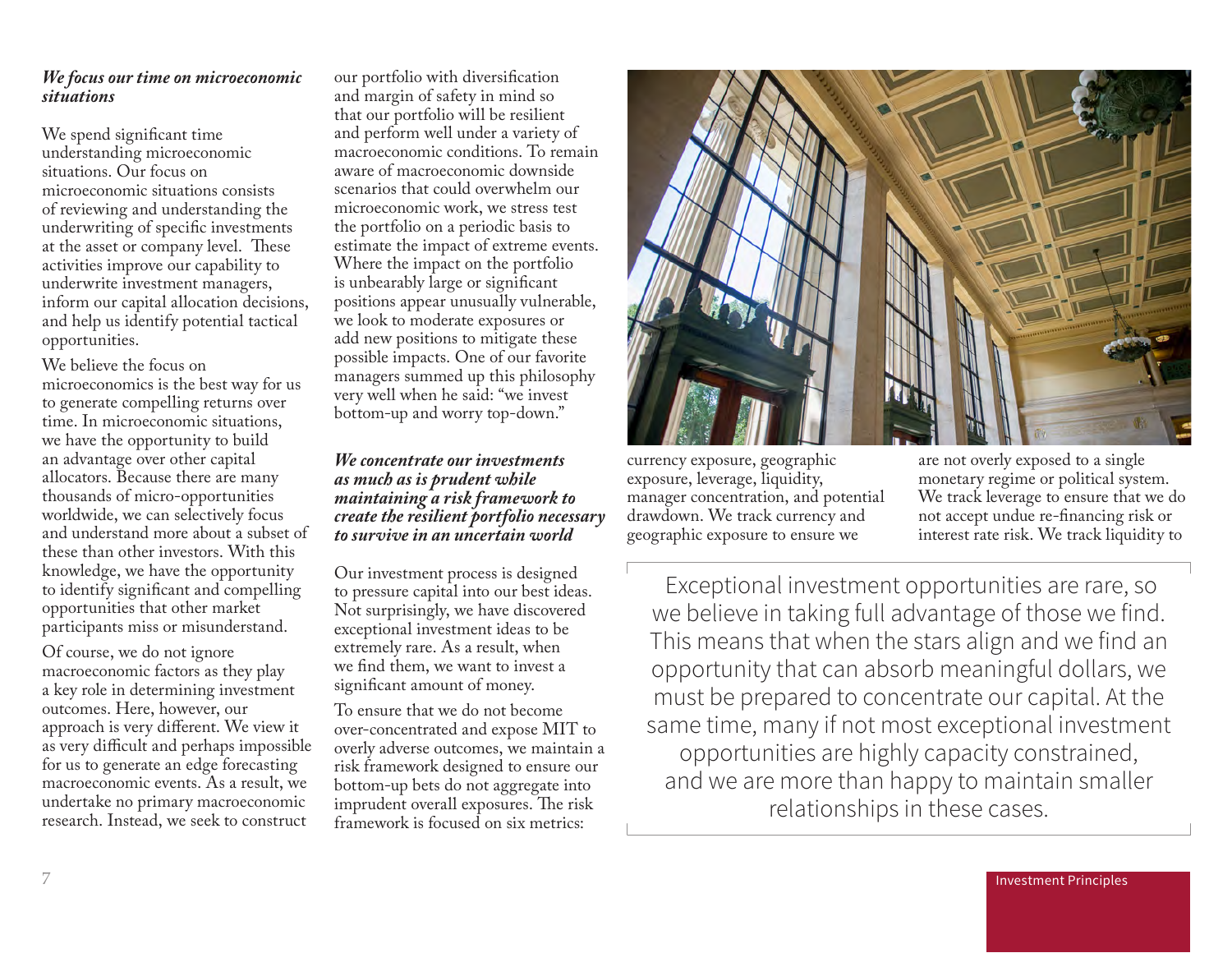### *We focus our time on microeconomic situations*

We spend significant time understanding microeconomic situations. Our focus on microeconomic situations consists of reviewing and understanding the underwriting of specific investments at the asset or company level. These activities improve our capability to underwrite investment managers, inform our capital allocation decisions, and help us identify potential tactical opportunities.

We believe the focus on microeconomics is the best way for us to generate compelling returns over time. In microeconomic situations, we have the opportunity to build an advantage over other capital allocators. Because there are many thousands of micro-opportunities worldwide, we can selectively focus and understand more about a subset of these than other investors. With this knowledge, we have the opportunity to identify significant and compelling opportunities that other market participants miss or misunderstand.

Of course, we do not ignore macroeconomic factors as they play a key role in determining investment outcomes. Here, however, our approach is very different. We view it as very difficult and perhaps impossible for us to generate an edge forecasting macroeconomic events. As a result, we undertake no primary macroeconomic research. Instead, we seek to construct our portfolio with diversification and margin of safety in mind so that our portfolio will be resilient and perform well under a variety of macroeconomic conditions. To remain aware of macroeconomic downside scenarios that could overwhelm our microeconomic work, we stress test the portfolio on a periodic basis to estimate the impact of extreme events. Where the impact on the portfolio is unbearably large or significant positions appear unusually vulnerable, we look to moderate exposures or add new positions to mitigate these possible impacts. One of our favorite managers summed up this philosophy very well when he said: "we invest bottom-up and worry top-down."

### *We concentrate our investments as much as is prudent while maintaining a risk framework to create the resilient portfolio necessary to survive in an uncertain world*

Our investment process is designed to pressure capital into our best ideas. Not surprisingly, we have discovered exceptional investment ideas to be extremely rare. As a result, when we find them, we want to invest a significant amount of money.

To ensure that we do not become over-concentrated and expose MIT to overly adverse outcomes, we maintain a risk framework designed to ensure our bottom-up bets do not aggregate into imprudent overall exposures. The risk framework is focused on six metrics: currency exposure, geographic exposure, leverage, liquidity, manager concentration, and potential drawdown. We track currency and geographic exposure to ensure we are not overly exposed to a single monetary regime or political system. We track leverage to ensure that we do not accept undue re-financing risk or interest rate risk. We track liquidity to

> Exceptional investment opportunities are rare, so we believe in taking full advantage of those we find. This means that when the stars align and we find an opportunity that can absorb meaningful dollars, we must be prepared to concentrate our capital. At the same time, many if not most exceptional investment opportunities are highly capacity constrained, and we are more than happy to maintain smaller relationships in these cases.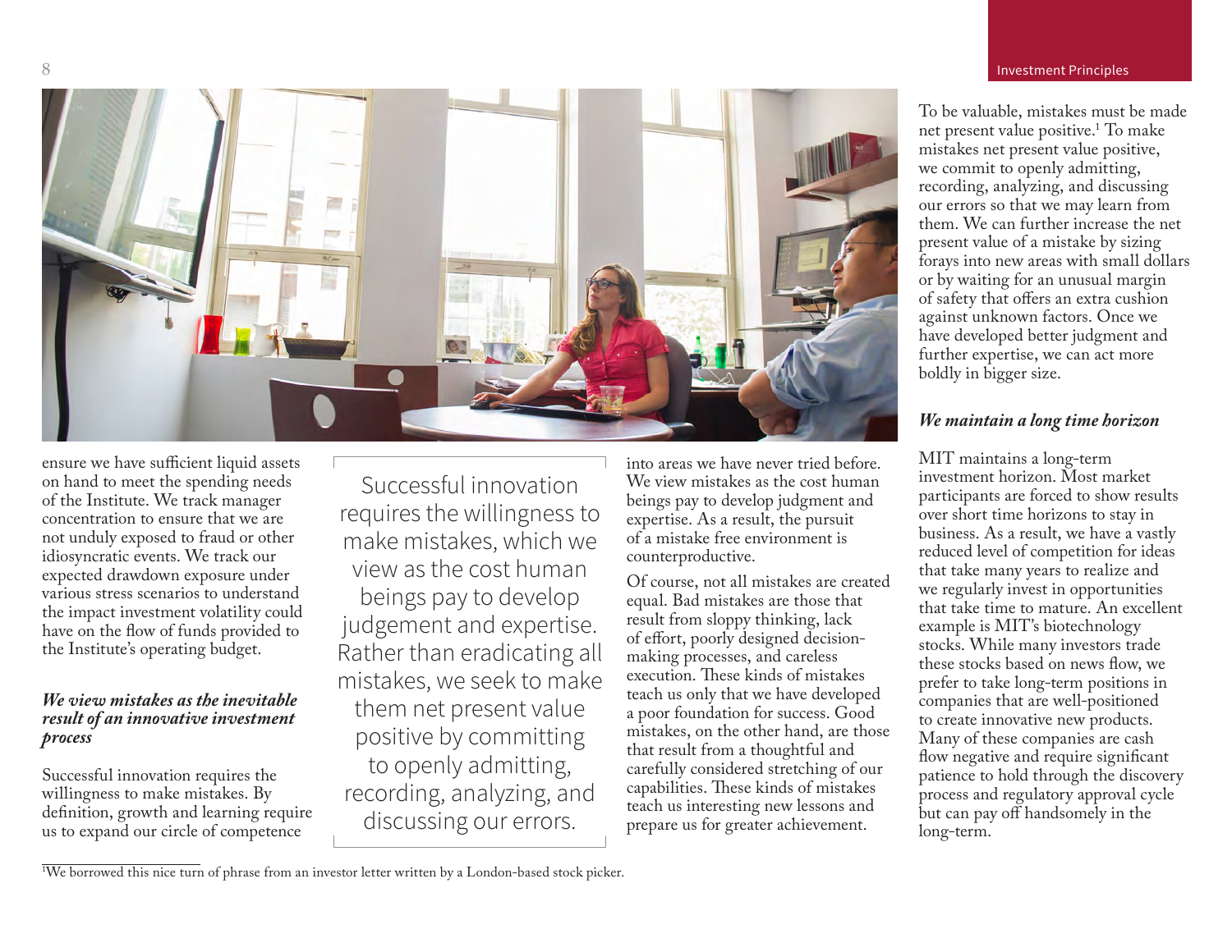ensure we have sufficient liquid assets on hand to meet the spending needs of the Institute. We track manager concentration to ensure that we are not unduly exposed to fraud or other idiosyncratic events. We track our expected drawdown exposure under various stress scenarios to understand the impact investment volatility could have on the flow of funds provided to the Institute's operating budget.

### *We view mistakes as the inevitable result of an innovative investment process*

Successful innovation requires the willingness to make mistakes. By definition, growth and learning require us to expand our circle of competence into areas we have never tried before. We view mistakes as the cost human beings pay to develop judgment and expertise. As a result, the pursuit of a mistake free environment is counterproductive.

> Successful innovation requires the willingness to make mistakes, which we view as the cost human beings pay to develop judgement and expertise. Rather than eradicating all mistakes, we seek to make them net present value positive by committing to openly admitting, recording, analyzing, and discussing our errors.

Of course, not all mistakes are created equal. Bad mistakes are those that result from sloppy thinking, lack of effort, poorly designed decision-making processes, and careless execution. These kinds of mistakes teach us only that we have developed a poor foundation for success. Good mistakes, on the other hand, are those that result from a thoughtful and carefully considered stretching of our capabilities. These kinds of mistakes teach us interesting new lessons and prepare us for greater achievement.

To be valuable, mistakes must be made net present value positive.[1] To make mistakes net present value positive, we commit to openly admitting, recording, analyzing, and discussing our errors so that we may learn from them. We can further increase the net present value of a mistake by sizing forays into new areas with small dollars or by waiting for an unusual margin of safety that offers an extra cushion against unknown factors. Once we have developed better judgment and further expertise, we can act more boldly in bigger size.

### *We maintain a long time horizon*

MIT maintains a long-term investment horizon. Most market participants are forced to show results over short time horizons to stay in business. As a result, we have a vastly reduced level of competition for ideas that take many years to realize and we regularly invest in opportunities that take time to mature. An excellent example is MIT's biotechnology stocks. While many investors trade these stocks based on news flow, we prefer to take long-term positions in companies that are well-positioned to create innovative new products. Many of these companies are cash flow negative and require significant patience to hold through the discovery process and regulatory approval cycle but can pay off handsomely in the long-term.

---

[1] We borrowed this nice turn of phrase from an investor letter written by a London-based stock picker.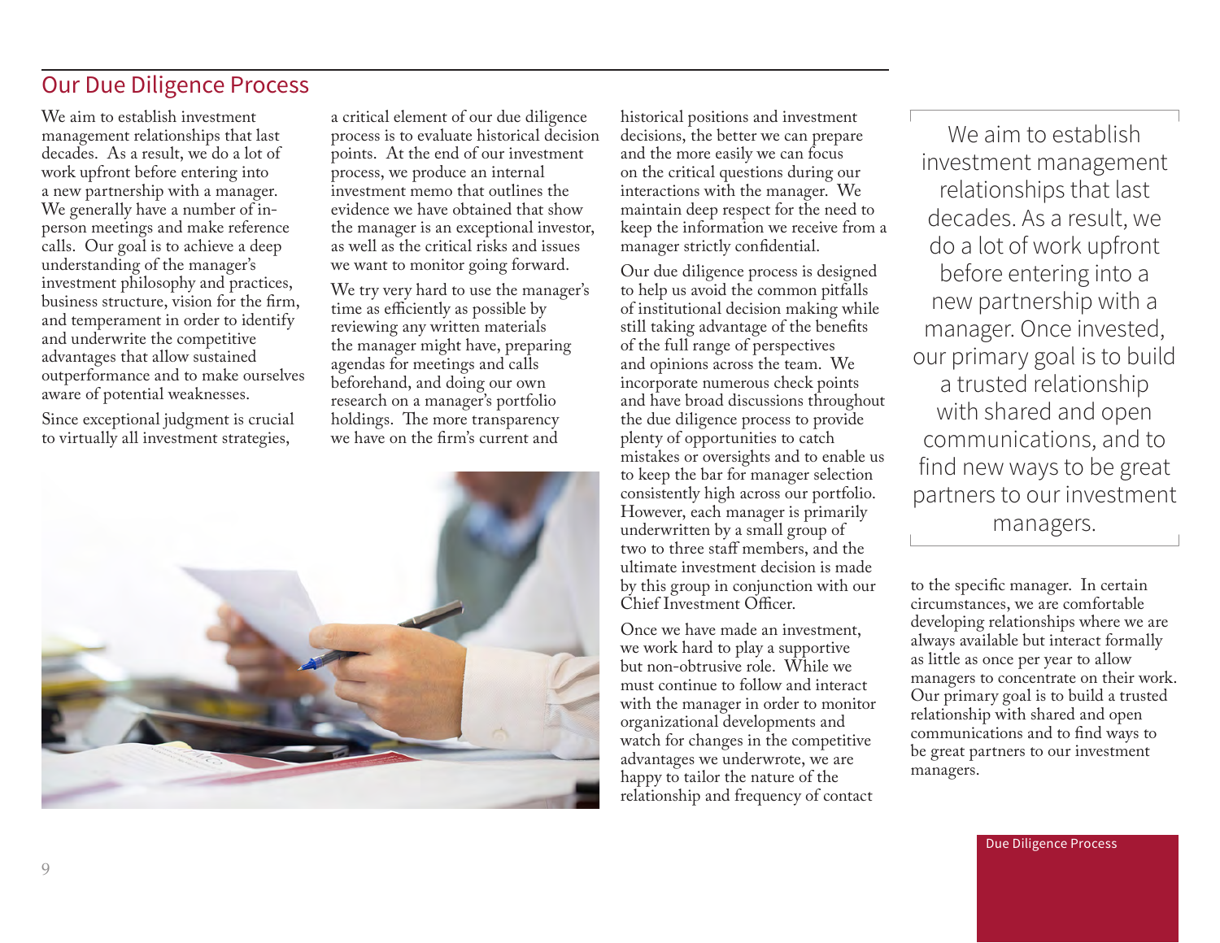## Our Due Diligence Process

We aim to establish investment management relationships that last decades. As a result, we do a lot of work upfront before entering into a new partnership with a manager. We generally have a number of in-person meetings and make reference calls. Our goal is to achieve a deep understanding of the manager's investment philosophy and practices, business structure, vision for the firm, and temperament in order to identify and underwrite the competitive advantages that allow sustained outperformance and to make ourselves aware of potential weaknesses.

Since exceptional judgment is crucial to virtually all investment strategies, a critical element of our due diligence process is to evaluate historical decision points. At the end of our investment process, we produce an internal investment memo that outlines the evidence we have obtained that show the manager is an exceptional investor, as well as the critical risks and issues we want to monitor going forward.

We try very hard to use the manager's time as efficiently as possible by reviewing any written materials the manager might have, preparing agendas for meetings and calls beforehand, and doing our own research on a manager's portfolio holdings. The more transparency we have on the firm's current and historical positions and investment decisions, the better we can prepare and the more easily we can focus on the critical questions during our interactions with the manager. We maintain deep respect for the need to keep the information we receive from a manager strictly confidential.

Our due diligence process is designed to help us avoid the common pitfalls of institutional decision making while still taking advantage of the benefits of the full range of perspectives and opinions across the team. We incorporate numerous check points and have broad discussions throughout the due diligence process to provide plenty of opportunities to catch mistakes or oversights and to enable us to keep the bar for manager selection consistently high across our portfolio. However, each manager is primarily underwritten by a small group of two to three staff members, and the ultimate investment decision is made by this group in conjunction with our Chief Investment Officer.

Once we have made an investment, we work hard to play a supportive but non-obtrusive role. While we must continue to follow and interact with the manager in order to monitor organizational developments and watch for changes in the competitive advantages we underwrote, we are happy to tailor the nature of the relationship and frequency of contact to the specific manager. In certain circumstances, we are comfortable developing relationships where we are always available but interact formally as little as once per year to allow managers to concentrate on their work. Our primary goal is to build a trusted relationship with shared and open communications and to find ways to be great partners to our investment managers.

> We aim to establish investment management relationships that last decades. As a result, we do a lot of work upfront before entering into a new partnership with a manager. Once invested, our primary goal is to build a trusted relationship with shared and open communications, and to find new ways to be great partners to our investment managers.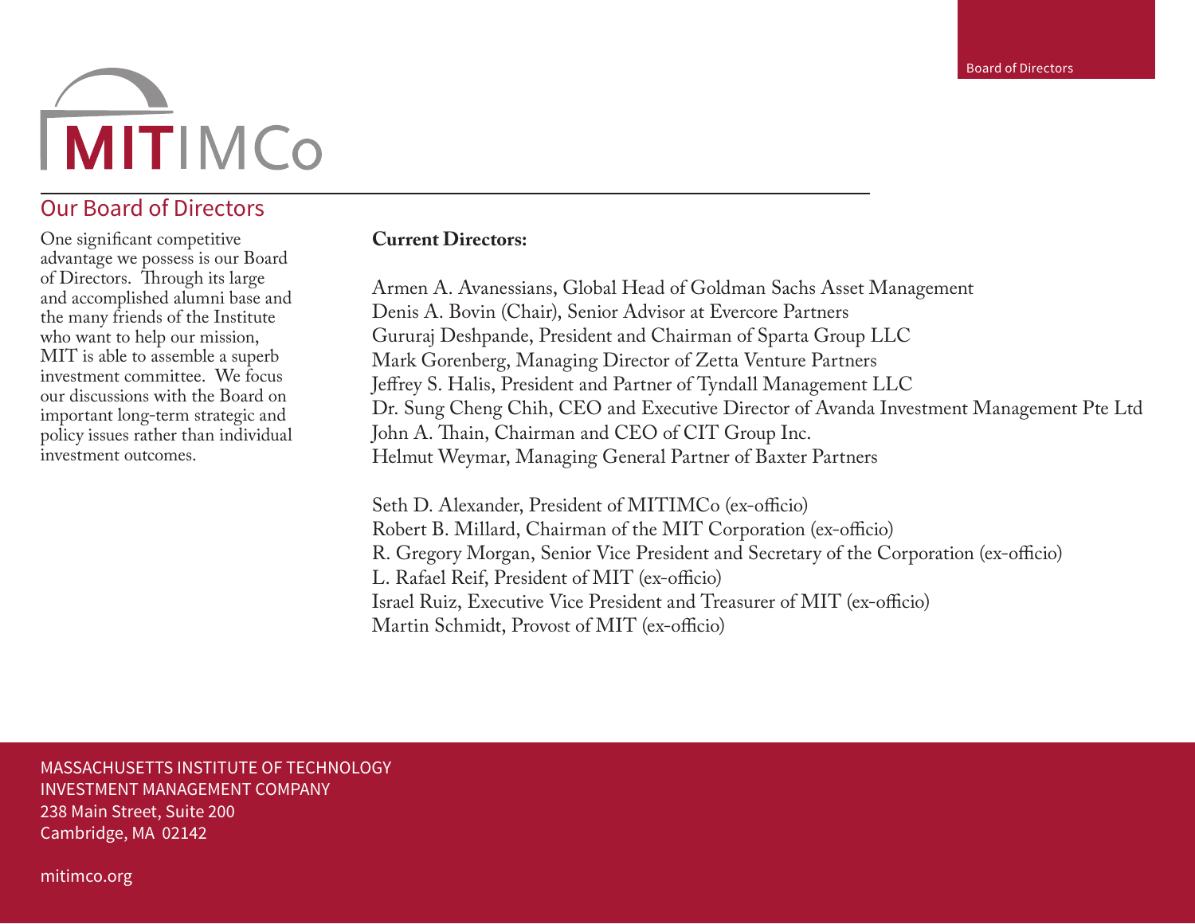MITIMCo

## Our Board of Directors

One significant competitive advantage we possess is our Board of Directors. Through its large and accomplished alumni base and the many friends of the Institute who want to help our mission, MIT is able to assemble a superb investment committee. We focus our discussions with the Board on important long-term strategic and policy issues rather than individual investment outcomes.

**Current Directors:**

Armen A. Avanessians, Global Head of Goldman Sachs Asset Management
Denis A. Bovin (Chair), Senior Advisor at Evercore Partners
Gururaj Deshpande, President and Chairman of Sparta Group LLC
Mark Gorenberg, Managing Director of Zetta Venture Partners
Jeffrey S. Halis, President and Partner of Tyndall Management LLC
Dr. Sung Cheng Chih, CEO and Executive Director of Avanda Investment Management Pte Ltd
John A. Thain, Chairman and CEO of CIT Group Inc.
Helmut Weymar, Managing General Partner of Baxter Partners

Seth D. Alexander, President of MITIMCo (ex-officio)
Robert B. Millard, Chairman of the MIT Corporation (ex-officio)
R. Gregory Morgan, Senior Vice President and Secretary of the Corporation (ex-officio)
L. Rafael Reif, President of MIT (ex-officio)
Israel Ruiz, Executive Vice President and Treasurer of MIT (ex-officio)
Martin Schmidt, Provost of MIT (ex-officio)

MASSACHUSETTS INSTITUTE OF TECHNOLOGY
INVESTMENT MANAGEMENT COMPANY
238 Main Street, Suite 200
Cambridge, MA 02142

mitimco.org